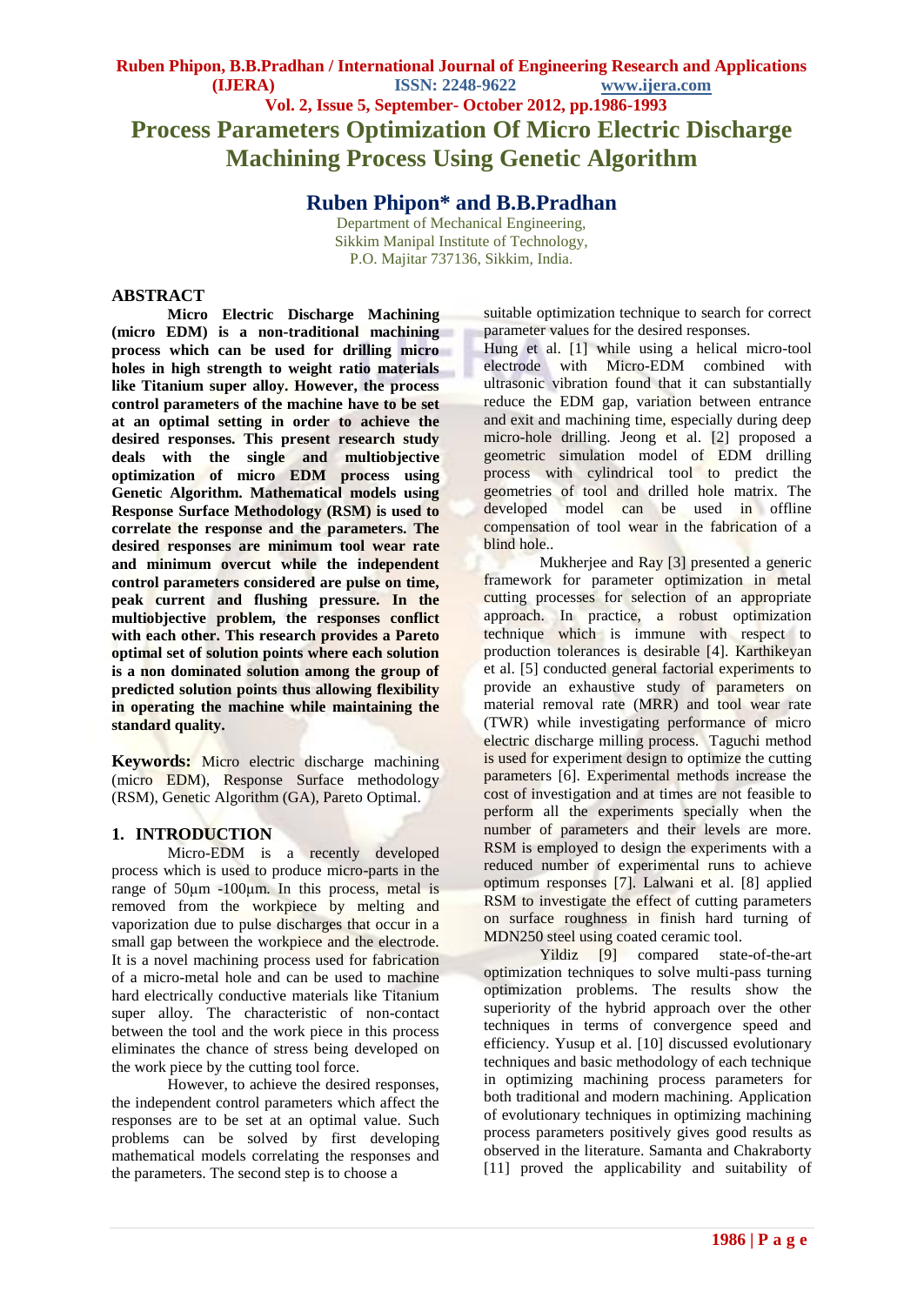# Process Parameters Optimization Of Micro Electric Discharge Machining Process Using Genetic Algorithm

## Ruben Phipon* and B.B.Pradhan

Department of Mechanical Engineering,
Sikkim Manipal Institute of Technology,
P.O. Majitar 737136, Sikkim, India.

## ABSTRACT

**Micro Electric Discharge Machining (micro EDM) is a non-traditional machining process which can be used for drilling micro holes in high strength to weight ratio materials like Titanium super alloy. However, the process control parameters of the machine have to be set at an optimal setting in order to achieve the desired responses. This present research study deals with the single and multiobjective optimization of micro EDM process using Genetic Algorithm. Mathematical models using Response Surface Methodology (RSM) is used to correlate the response and the parameters. The desired responses are minimum tool wear rate and minimum overcut while the independent control parameters considered are pulse on time, peak current and flushing pressure. In the multiobjective problem, the responses conflict with each other. This research provides a Pareto optimal set of solution points where each solution is a non dominated solution among the group of predicted solution points thus allowing flexibility in operating the machine while maintaining the standard quality.**

**Keywords:** Micro electric discharge machining (micro EDM), Response Surface methodology (RSM), Genetic Algorithm (GA), Pareto Optimal.

## 1. INTRODUCTION

Micro-EDM is a recently developed process which is used to produce micro-parts in the range of 50µm -100µm. In this process, metal is removed from the workpiece by melting and vaporization due to pulse discharges that occur in a small gap between the workpiece and the electrode. It is a novel machining process used for fabrication of a micro-metal hole and can be used to machine hard electrically conductive materials like Titanium super alloy. The characteristic of non-contact between the tool and the work piece in this process eliminates the chance of stress being developed on the work piece by the cutting tool force.

However, to achieve the desired responses, the independent control parameters which affect the responses are to be set at an optimal value. Such problems can be solved by first developing mathematical models correlating the responses and the parameters. The second step is to choose a suitable optimization technique to search for correct parameter values for the desired responses.

Hung et al. [1] while using a helical micro-tool electrode with Micro-EDM combined with ultrasonic vibration found that it can substantially reduce the EDM gap, variation between entrance and exit and machining time, especially during deep micro-hole drilling. Jeong et al. [2] proposed a geometric simulation model of EDM drilling process with cylindrical tool to predict the geometries of tool and drilled hole matrix. The developed model can be used in offline compensation of tool wear in the fabrication of a blind hole..

Mukherjee and Ray [3] presented a generic framework for parameter optimization in metal cutting processes for selection of an appropriate approach. In practice, a robust optimization technique which is immune with respect to production tolerances is desirable [4]. Karthikeyan et al. [5] conducted general factorial experiments to provide an exhaustive study of parameters on material removal rate (MRR) and tool wear rate (TWR) while investigating performance of micro electric discharge milling process. Taguchi method is used for experiment design to optimize the cutting parameters [6]. Experimental methods increase the cost of investigation and at times are not feasible to perform all the experiments specially when the number of parameters and their levels are more. RSM is employed to design the experiments with a reduced number of experimental runs to achieve optimum responses [7]. Lalwani et al. [8] applied RSM to investigate the effect of cutting parameters on surface roughness in finish hard turning of MDN250 steel using coated ceramic tool.

Yildiz [9] compared state-of-the-art optimization techniques to solve multi-pass turning optimization problems. The results show the superiority of the hybrid approach over the other techniques in terms of convergence speed and efficiency. Yusup et al. [10] discussed evolutionary techniques and basic methodology of each technique in optimizing machining process parameters for both traditional and modern machining. Application of evolutionary techniques in optimizing machining process parameters positively gives good results as observed in the literature. Samanta and Chakraborty [11] proved the applicability and suitability of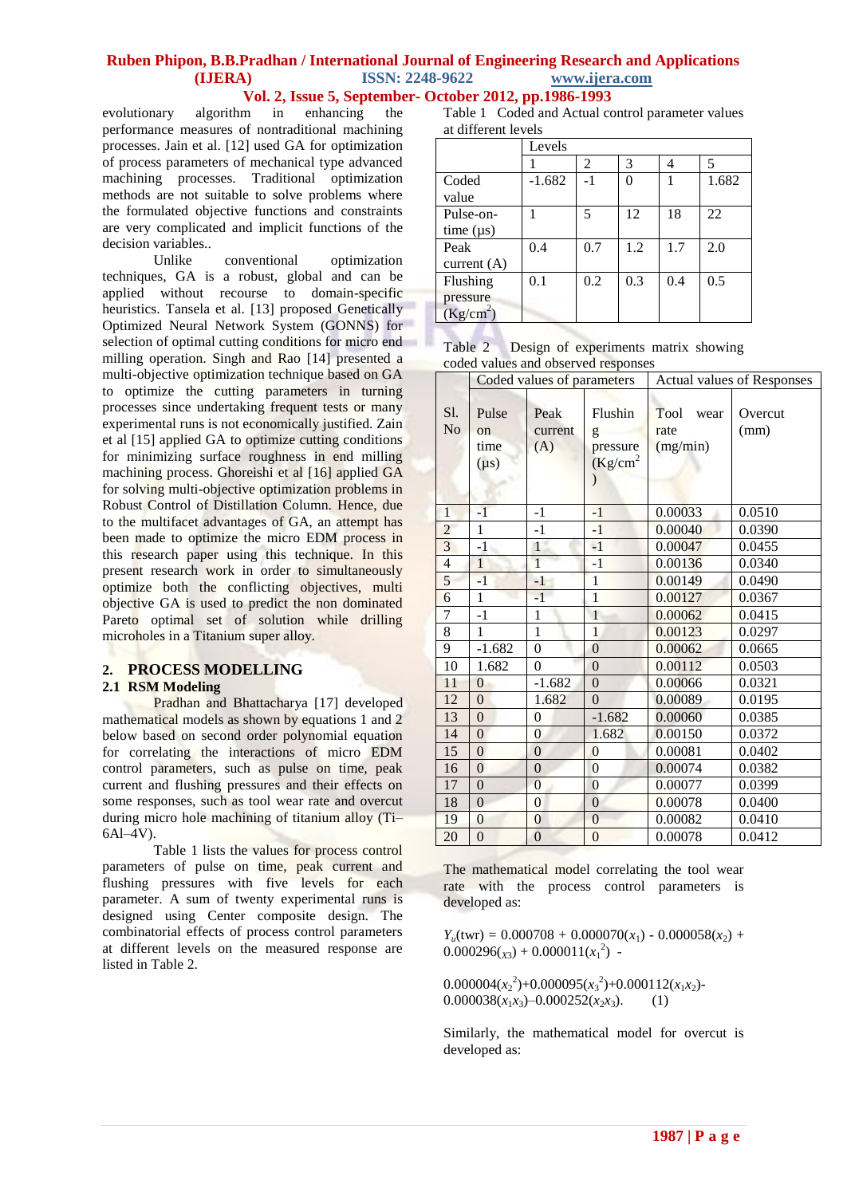evolutionary algorithm in enhancing the performance measures of nontraditional machining processes. Jain et al. [12] used GA for optimization of process parameters of mechanical type advanced machining processes. Traditional optimization methods are not suitable to solve problems where the formulated objective functions and constraints are very complicated and implicit functions of the decision variables..

Unlike conventional optimization techniques, GA is a robust, global and can be applied without recourse to domain-specific heuristics. Tansela et al. [13] proposed Genetically Optimized Neural Network System (GONNS) for selection of optimal cutting conditions for micro end milling operation. Singh and Rao [14] presented a multi-objective optimization technique based on GA to optimize the cutting parameters in turning processes since undertaking frequent tests or many experimental runs is not economically justified. Zain et al [15] applied GA to optimize cutting conditions for minimizing surface roughness in end milling machining process. Ghoreishi et al [16] applied GA for solving multi-objective optimization problems in Robust Control of Distillation Column. Hence, due to the multifacet advantages of GA, an attempt has been made to optimize the micro EDM process in this research paper using this technique. In this present research work in order to simultaneously optimize both the conflicting objectives, multi objective GA is used to predict the non dominated Pareto optimal set of solution while drilling microholes in a Titanium super alloy.

## 2. PROCESS MODELLING

### 2.1 RSM Modeling

Pradhan and Bhattacharya [17] developed mathematical models as shown by equations 1 and 2 below based on second order polynomial equation for correlating the interactions of micro EDM control parameters, such as pulse on time, peak current and flushing pressures and their effects on some responses, such as tool wear rate and overcut during micro hole machining of titanium alloy (Ti–6Al–4V).

Table 1 lists the values for process control parameters of pulse on time, peak current and flushing pressures with five levels for each parameter. A sum of twenty experimental runs is designed using Center composite design. The combinatorial effects of process control parameters at different levels on the measured response are listed in Table 2.

Table 1 Coded and Actual control parameter values at different levels

| | Levels | | | | |
|---|---|---|---|---|---|
| | 1 | 2 | 3 | 4 | 5 |
| Coded value | -1.682 | -1 | 0 | 1 | 1.682 |
| Pulse-on-time (µs) | 1 | 5 | 12 | 18 | 22 |
| Peak current (A) | 0.4 | 0.7 | 1.2 | 1.7 | 2.0 |
| Flushing pressure (Kg/cm$^2$) | 0.1 | 0.2 | 0.3 | 0.4 | 0.5 |

Table 2 Design of experiments matrix showing coded values and observed responses

| | Coded values of parameters | | | Actual values of Responses | |
|---|---|---|---|---|---|
| Sl. No | Pulse on time (µs) | Peak current (A) | Flushing pressure (Kg/cm$^2$) | Tool wear rate (mg/min) | Overcut (mm) |
| 1 | -1 | -1 | -1 | 0.00033 | 0.0510 |
| 2 | 1 | -1 | -1 | 0.00040 | 0.0390 |
| 3 | -1 | 1 | -1 | 0.00047 | 0.0455 |
| 4 | 1 | 1 | -1 | 0.00136 | 0.0340 |
| 5 | -1 | -1 | 1 | 0.00149 | 0.0490 |
| 6 | 1 | -1 | 1 | 0.00127 | 0.0367 |
| 7 | -1 | 1 | 1 | 0.00062 | 0.0415 |
| 8 | 1 | 1 | 1 | 0.00123 | 0.0297 |
| 9 | -1.682 | 0 | 0 | 0.00062 | 0.0665 |
| 10 | 1.682 | 0 | 0 | 0.00112 | 0.0503 |
| 11 | 0 | -1.682 | 0 | 0.00066 | 0.0321 |
| 12 | 0 | 1.682 | 0 | 0.00089 | 0.0195 |
| 13 | 0 | 0 | -1.682 | 0.00060 | 0.0385 |
| 14 | 0 | 0 | 1.682 | 0.00150 | 0.0372 |
| 15 | 0 | 0 | 0 | 0.00081 | 0.0402 |
| 16 | 0 | 0 | 0 | 0.00074 | 0.0382 |
| 17 | 0 | 0 | 0 | 0.00077 | 0.0399 |
| 18 | 0 | 0 | 0 | 0.00078 | 0.0400 |
| 19 | 0 | 0 | 0 | 0.00082 | 0.0410 |
| 20 | 0 | 0 | 0 | 0.00078 | 0.0412 |

The mathematical model correlating the tool wear rate with the process control parameters is developed as:

$$Y_u(\text{twr}) = 0.000708 + 0.000070(x_1) - 0.000058(x_2) + 0.000296(x_3) + 0.000011(x_1^2) - 0.000004(x_2^2)+0.000095(x_3^2)+0.000112(x_1x_2)-0.000038(x_1x_3)–0.000252(x_2x_3). \quad (1)$$

Similarly, the mathematical model for overcut is developed as: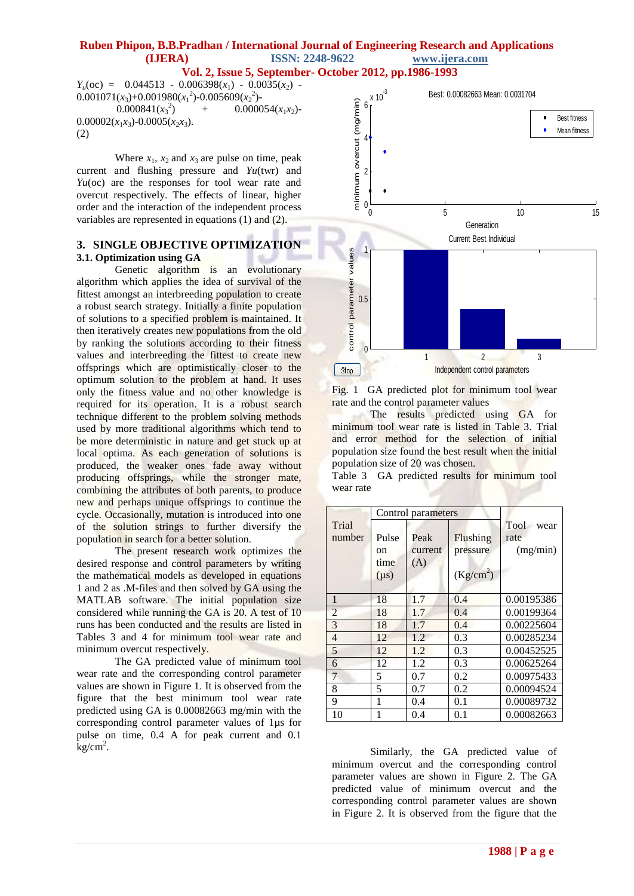$$Y_u(oc) = 0.044513 - 0.006398(x_1) - 0.0035(x_2) - 0.001071(x_3)+0.001980(x_1^2)-0.005609(x_2^2)- 0.000841(x_3^2) + 0.000054(x_1x_2)- 0.00002(x_1x_3)-0.0005(x_2x_3). \quad (2)$$

Where $x_1$, $x_2$ and $x_3$ are pulse on time, peak current and flushing pressure and *Yu*(twr) and *Yu*(oc) are the responses for tool wear rate and overcut respectively. The effects of linear, higher order and the interaction of the independent process variables are represented in equations (1) and (2).

## 3. SINGLE OBJECTIVE OPTIMIZATION

### 3.1. Optimization using GA

Genetic algorithm is an evolutionary algorithm which applies the idea of survival of the fittest amongst an interbreeding population to create a robust search strategy. Initially a finite population of solutions to a specified problem is maintained. It then iteratively creates new populations from the old by ranking the solutions according to their fitness values and interbreeding the fittest to create new offsprings which are optimistically closer to the optimum solution to the problem at hand. It uses only the fitness value and no other knowledge is required for its operation. It is a robust search technique different to the problem solving methods used by more traditional algorithms which tend to be more deterministic in nature and get stuck up at local optima. As each generation of solutions is produced, the weaker ones fade away without producing offsprings, while the stronger mate, combining the attributes of both parents, to produce new and perhaps unique offsprings to continue the cycle. Occasionally, mutation is introduced into one of the solution strings to further diversify the population in search for a better solution.

The present research work optimizes the desired response and control parameters by writing the mathematical models as developed in equations 1 and 2 as .M-files and then solved by GA using the MATLAB software. The initial population size considered while running the GA is 20. A test of 10 runs has been conducted and the results are listed in Tables 3 and 4 for minimum tool wear rate and minimum overcut respectively.

The GA predicted value of minimum tool wear rate and the corresponding control parameter values are shown in Figure 1. It is observed from the figure that the best minimum tool wear rate predicted using GA is 0.00082663 mg/min with the corresponding control parameter values of 1μs for pulse on time, 0.4 A for peak current and 0.1 kg/cm$^2$.

Fig. 1 GA predicted plot for minimum tool wear rate and the control parameter values

The results predicted using GA for minimum tool wear rate is listed in Table 3. Trial and error method for the selection of initial population size found the best result when the initial population size of 20 was chosen.

Table 3 GA predicted results for minimum tool wear rate

| Trial number | Control parameters | | | Tool wear rate (mg/min) |
|---|---|---|---|---|
| | Pulse on time (μs) | Peak current (A) | Flushing pressure (Kg/cm$^2$) | |
| 1 | 18 | 1.7 | 0.4 | 0.00195386 |
| 2 | 18 | 1.7 | 0.4 | 0.00199364 |
| 3 | 18 | 1.7 | 0.4 | 0.00225604 |
| 4 | 12 | 1.2 | 0.3 | 0.00285234 |
| 5 | 12 | 1.2 | 0.3 | 0.00452525 |
| 6 | 12 | 1.2 | 0.3 | 0.00625264 |
| 7 | 5 | 0.7 | 0.2 | 0.00975433 |
| 8 | 5 | 0.7 | 0.2 | 0.00094524 |
| 9 | 1 | 0.4 | 0.1 | 0.00089732 |
| 10 | 1 | 0.4 | 0.1 | 0.00082663 |

Similarly, the GA predicted value of minimum overcut and the corresponding control parameter values are shown in Figure 2. The GA predicted value of minimum overcut and the corresponding control parameter values are shown in Figure 2. It is observed from the figure that the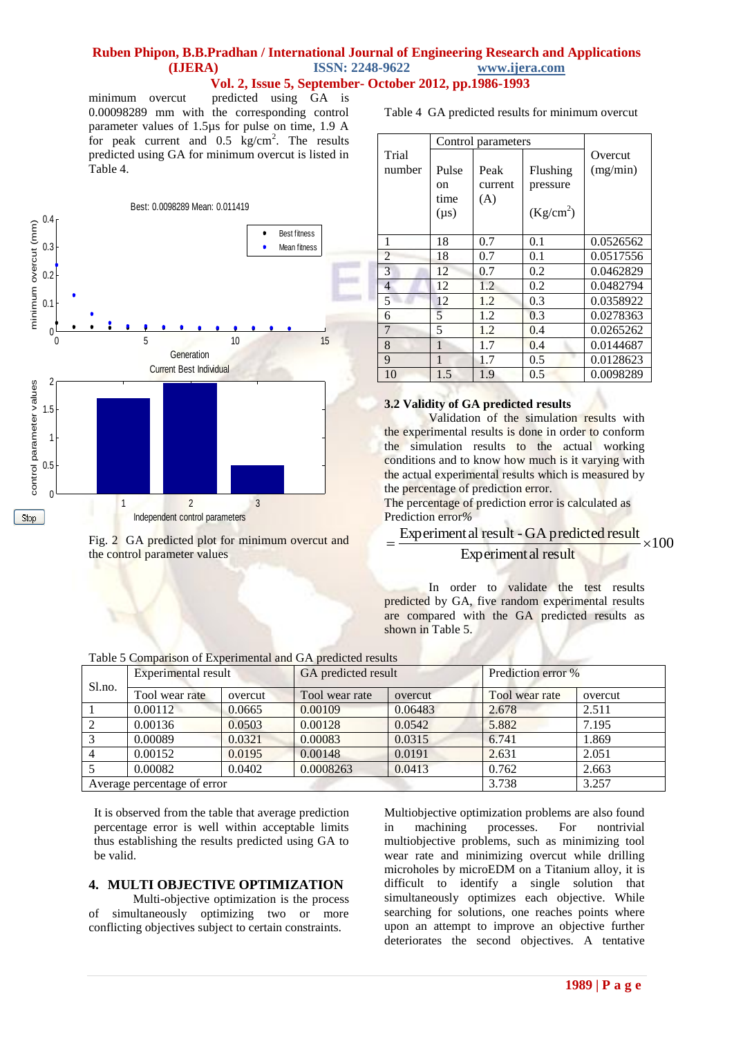minimum overcut predicted using GA is 0.00098289 mm with the corresponding control parameter values of 1.5μs for pulse on time, 1.9 A for peak current and 0.5 kg/cm$^2$. The results predicted using GA for minimum overcut is listed in Table 4.

Fig. 2 GA predicted plot for minimum overcut and the control parameter values

Table 4 GA predicted results for minimum overcut

| Trial number | Control parameters | | | Overcut (mg/min) |
|---|---|---|---|---|
| | Pulse on time (μs) | Peak current (A) | Flushing pressure (Kg/cm$^2$) | |
| 1 | 18 | 0.7 | 0.1 | 0.0526562 |
| 2 | 18 | 0.7 | 0.1 | 0.0517556 |
| 3 | 12 | 0.7 | 0.2 | 0.0462829 |
| 4 | 12 | 1.2 | 0.2 | 0.0482794 |
| 5 | 12 | 1.2 | 0.3 | 0.0358922 |
| 6 | 5 | 1.2 | 0.3 | 0.0278363 |
| 7 | 5 | 1.2 | 0.4 | 0.0265262 |
| 8 | 1 | 1.7 | 0.4 | 0.0144687 |
| 9 | 1 | 1.7 | 0.5 | 0.0128623 |
| 10 | 1.5 | 1.9 | 0.5 | 0.0098289 |

### 3.2 Validity of GA predicted results

Validation of the simulation results with the experimental results is done in order to conform the simulation results to the actual working conditions and to know how much is it varying with the actual experimental results which is measured by the percentage of prediction error.

The percentage of prediction error is calculated as

Prediction error%

$$= \frac{\text{Experimental result - GA predicted result}}{\text{Experimental result}} \times 100$$

In order to validate the test results predicted by GA, five random experimental results are compared with the GA predicted results as shown in Table 5.

Table 5 Comparison of Experimental and GA predicted results

| Sl.no. | Experimental result | | GA predicted result | | Prediction error % | |
|---|---|---|---|---|---|---|
| | Tool wear rate | overcut | Tool wear rate | overcut | Tool wear rate | overcut |
| 1 | 0.00112 | 0.0665 | 0.00109 | 0.06483 | 2.678 | 2.511 |
| 2 | 0.00136 | 0.0503 | 0.00128 | 0.0542 | 5.882 | 7.195 |
| 3 | 0.00089 | 0.0321 | 0.00083 | 0.0315 | 6.741 | 1.869 |
| 4 | 0.00152 | 0.0195 | 0.00148 | 0.0191 | 2.631 | 2.051 |
| 5 | 0.00082 | 0.0402 | 0.0008263 | 0.0413 | 0.762 | 2.663 |
| Average percentage of error | | | | | 3.738 | 3.257 |

It is observed from the table that average prediction percentage error is well within acceptable limits thus establishing the results predicted using GA to be valid.

## 4. MULTI OBJECTIVE OPTIMIZATION

Multi-objective optimization is the process of simultaneously optimizing two or more conflicting objectives subject to certain constraints.

Multiobjective optimization problems are also found in machining processes. For nontrivial multiobjective problems, such as minimizing tool wear rate and minimizing overcut while drilling microholes by microEDM on a Titanium alloy, it is difficult to identify a single solution that simultaneously optimizes each objective. While searching for solutions, one reaches points where upon an attempt to improve an objective further deteriorates the second objectives. A tentative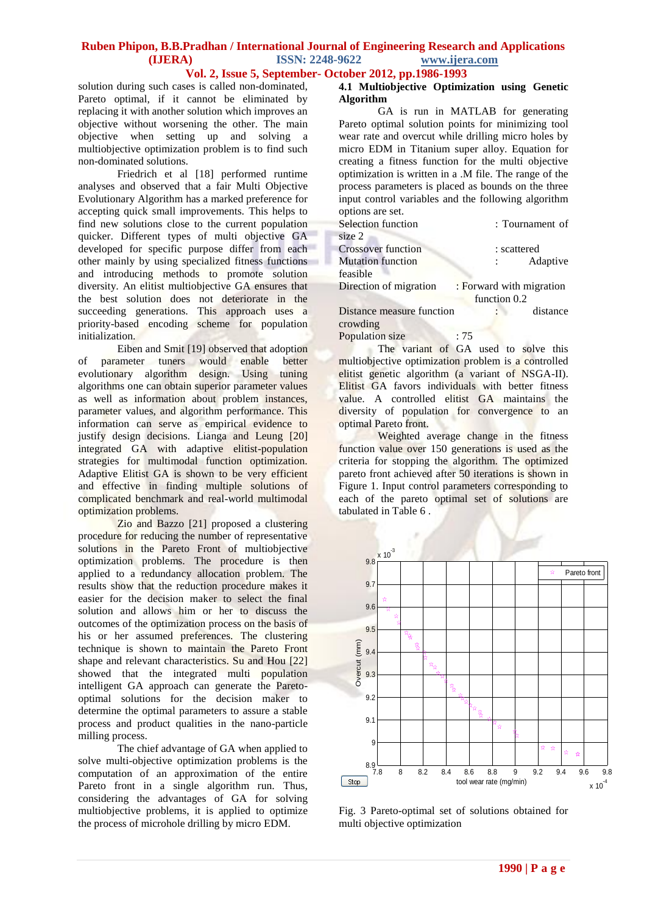solution during such cases is called non-dominated, Pareto optimal, if it cannot be eliminated by replacing it with another solution which improves an objective without worsening the other. The main objective when setting up and solving a multiobjective optimization problem is to find such non-dominated solutions.

Friedrich et al [18] performed runtime analyses and observed that a fair Multi Objective Evolutionary Algorithm has a marked preference for accepting quick small improvements. This helps to find new solutions close to the current population quicker. Different types of multi objective GA developed for specific purpose differ from each other mainly by using specialized fitness functions and introducing methods to promote solution diversity. An elitist multiobjective GA ensures that the best solution does not deteriorate in the succeeding generations. This approach uses a priority-based encoding scheme for population initialization.

Eiben and Smit [19] observed that adoption of parameter tuners would enable better evolutionary algorithm design. Using tuning algorithms one can obtain superior parameter values as well as information about problem instances, parameter values, and algorithm performance. This information can serve as empirical evidence to justify design decisions. Lianga and Leung [20] integrated GA with adaptive elitist-population strategies for multimodal function optimization. Adaptive Elitist GA is shown to be very efficient and effective in finding multiple solutions of complicated benchmark and real-world multimodal optimization problems.

Zio and Bazzo [21] proposed a clustering procedure for reducing the number of representative solutions in the Pareto Front of multiobjective optimization problems. The procedure is then applied to a redundancy allocation problem. The results show that the reduction procedure makes it easier for the decision maker to select the final solution and allows him or her to discuss the outcomes of the optimization process on the basis of his or her assumed preferences. The clustering technique is shown to maintain the Pareto Front shape and relevant characteristics. Su and Hou [22] showed that the integrated multi population intelligent GA approach can generate the Pareto-optimal solutions for the decision maker to determine the optimal parameters to assure a stable process and product qualities in the nano-particle milling process.

The chief advantage of GA when applied to solve multi-objective optimization problems is the computation of an approximation of the entire Pareto front in a single algorithm run. Thus, considering the advantages of GA for solving multiobjective problems, it is applied to optimize the process of microhole drilling by micro EDM.

**4.1 Multiobjective Optimization using Genetic Algorithm**

GA is run in MATLAB for generating Pareto optimal solution points for minimizing tool wear rate and overcut while drilling micro holes by micro EDM in Titanium super alloy. Equation for creating a fitness function for the multi objective optimization is written in a .M file. The range of the process parameters is placed as bounds on the three input control variables and the following algorithm options are set.

Selection function : Tournament of size 2
Crossover function : scattered
Mutation function : Adaptive feasible
Direction of migration : Forward with migration function 0.2
Distance measure function : distance crowding
Population size : 75

The variant of GA used to solve this multiobjective optimization problem is a controlled elitist genetic algorithm (a variant of NSGA-II). Elitist GA favors individuals with better fitness value. A controlled elitist GA maintains the diversity of population for convergence to an optimal Pareto front.

Weighted average change in the fitness function value over 150 generations is used as the criteria for stopping the algorithm. The optimized pareto front achieved after 50 iterations is shown in Figure 1. Input control parameters corresponding to each of the pareto optimal set of solutions are tabulated in Table 6 .

Fig. 3 Pareto-optimal set of solutions obtained for multi objective optimization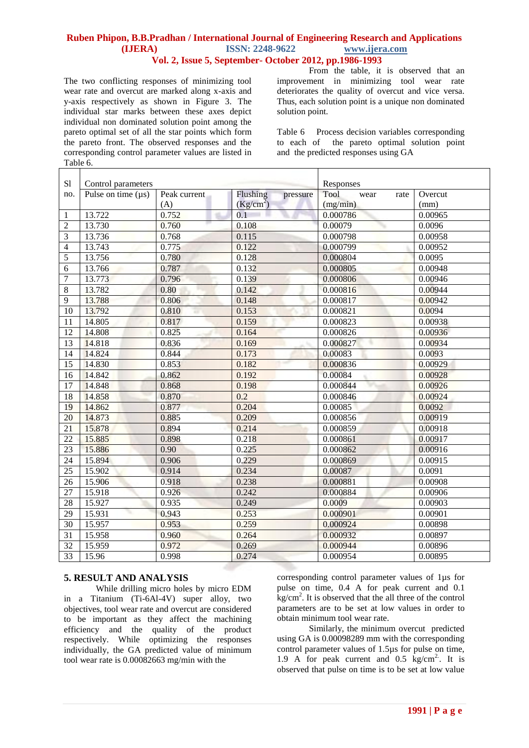The two conflicting responses of minimizing tool wear rate and overcut are marked along x-axis and y-axis respectively as shown in Figure 3. The individual star marks between these axes depict individual non dominated solution point among the pareto optimal set of all the star points which form the pareto front. The observed responses and the corresponding control parameter values are listed in Table 6.

From the table, it is observed that an improvement in minimizing tool wear rate deteriorates the quality of overcut and vice versa. Thus, each solution point is a unique non dominated solution point.

Table 6 Process decision variables corresponding to each of the pareto optimal solution point and the predicted responses using GA

| Sl no. | Control parameters | | | Responses | |
|---|---|---|---|---|---|
| | Pulse on time (μs) | Peak current (A) | Flushing pressure ($Kg/cm^2$) | Tool wear rate (mg/min) | Overcut (mm) |
| 1 | 13.722 | 0.752 | 0.1 | 0.000786 | 0.00965 |
| 2 | 13.730 | 0.760 | 0.108 | 0.00079 | 0.0096 |
| 3 | 13.736 | 0.768 | 0.115 | 0.000798 | 0.00958 |
| 4 | 13.743 | 0.775 | 0.122 | 0.000799 | 0.00952 |
| 5 | 13.756 | 0.780 | 0.128 | 0.000804 | 0.0095 |
| 6 | 13.766 | 0.787 | 0.132 | 0.000805 | 0.00948 |
| 7 | 13.773 | 0.796 | 0.139 | 0.000806 | 0.00946 |
| 8 | 13.782 | 0.80 | 0.142 | 0.000816 | 0.00944 |
| 9 | 13.788 | 0.806 | 0.148 | 0.000817 | 0.00942 |
| 10 | 13.792 | 0.810 | 0.153 | 0.000821 | 0.0094 |
| 11 | 14.805 | 0.817 | 0.159 | 0.000823 | 0.00938 |
| 12 | 14.808 | 0.825 | 0.164 | 0.000826 | 0.00936 |
| 13 | 14.818 | 0.836 | 0.169 | 0.000827 | 0.00934 |
| 14 | 14.824 | 0.844 | 0.173 | 0.00083 | 0.0093 |
| 15 | 14.830 | 0.853 | 0.182 | 0.000836 | 0.00929 |
| 16 | 14.842 | 0.862 | 0.192 | 0.00084 | 0.00928 |
| 17 | 14.848 | 0.868 | 0.198 | 0.000844 | 0.00926 |
| 18 | 14.858 | 0.870 | 0.2 | 0.000846 | 0.00924 |
| 19 | 14.862 | 0.877 | 0.204 | 0.00085 | 0.0092 |
| 20 | 14.873 | 0.885 | 0.209 | 0.000856 | 0.00919 |
| 21 | 15.878 | 0.894 | 0.214 | 0.000859 | 0.00918 |
| 22 | 15.885 | 0.898 | 0.218 | 0.000861 | 0.00917 |
| 23 | 15.886 | 0.90 | 0.225 | 0.000862 | 0.00916 |
| 24 | 15.894 | 0.906 | 0.229 | 0.000869 | 0.00915 |
| 25 | 15.902 | 0.914 | 0.234 | 0.00087 | 0.0091 |
| 26 | 15.906 | 0.918 | 0.238 | 0.000881 | 0.00908 |
| 27 | 15.918 | 0.926 | 0.242 | 0.000884 | 0.00906 |
| 28 | 15.927 | 0.935 | 0.249 | 0.0009 | 0.00903 |
| 29 | 15.931 | 0.943 | 0.253 | 0.000901 | 0.00901 |
| 30 | 15.957 | 0.953 | 0.259 | 0.000924 | 0.00898 |
| 31 | 15.958 | 0.960 | 0.264 | 0.000932 | 0.00897 |
| 32 | 15.959 | 0.972 | 0.269 | 0.000944 | 0.00896 |
| 33 | 15.96 | 0.998 | 0.274 | 0.000954 | 0.00895 |

## 5. RESULT AND ANALYSIS

While drilling micro holes by micro EDM in a Titanium (Ti-6Al-4V) super alloy, two objectives, tool wear rate and overcut are considered to be important as they affect the machining efficiency and the quality of the product respectively. While optimizing the responses individually, the GA predicted value of minimum tool wear rate is 0.00082663 mg/min with the corresponding control parameter values of 1μs for pulse on time, 0.4 A for peak current and 0.1 $kg/cm^2$. It is observed that the all three of the control parameters are to be set at low values in order to obtain minimum tool wear rate.

Similarly, the minimum overcut predicted using GA is 0.00098289 mm with the corresponding control parameter values of 1.5μs for pulse on time, 1.9 A for peak current and 0.5 $kg/cm^2$. It is observed that pulse on time is to be set at low value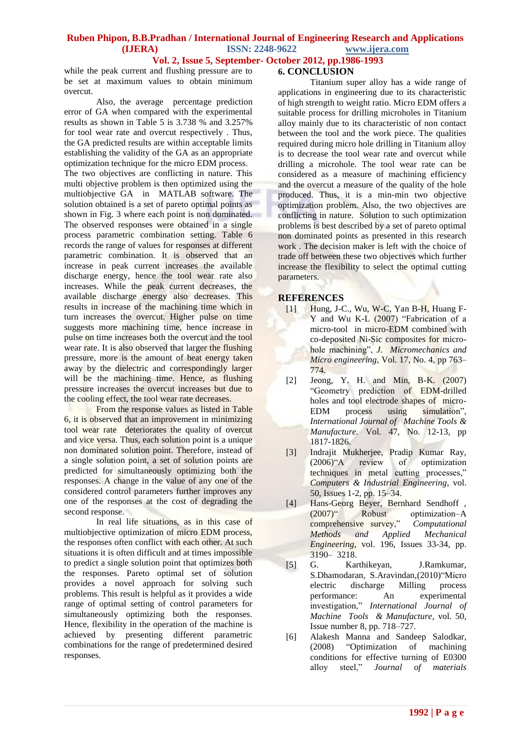while the peak current and flushing pressure are to be set at maximum values to obtain minimum overcut.

Also, the average percentage prediction error of GA when compared with the experimental results as shown in Table 5 is 3.738 % and 3.257% for tool wear rate and overcut respectively . Thus, the GA predicted results are within acceptable limits establishing the validity of the GA as an appropriate optimization technique for the micro EDM process. The two objectives are conflicting in nature. This multi objective problem is then optimized using the multiobjective GA in MATLAB software. The solution obtained is a set of pareto optimal points as shown in Fig. 3 where each point is non dominated. The observed responses were obtained in a single process parametric combination setting. Table 6 records the range of values for responses at different parametric combination. It is observed that an increase in peak current increases the available discharge energy, hence the tool wear rate also increases. While the peak current decreases, the available discharge energy also decreases. This results in increase of the machining time which in turn increases the overcut. Higher pulse on time suggests more machining time, hence increase in pulse on time increases both the overcut and the tool wear rate. It is also observed that larger the flushing pressure, more is the amount of heat energy taken away by the dielectric and correspondingly larger will be the machining time. Hence, as flushing pressure increases the overcut increases but due to the cooling effect, the tool wear rate decreases.

From the response values as listed in Table 6, it is observed that an improvement in minimizing tool wear rate deteriorates the quality of overcut and vice versa. Thus, each solution point is a unique non dominated solution point. Therefore, instead of a single solution point, a set of solution points are predicted for simultaneously optimizing both the responses. A change in the value of any one of the considered control parameters further improves any one of the responses at the cost of degrading the second response.

In real life situations, as in this case of multiobjective optimization of micro EDM process, the responses often conflict with each other. At such situations it is often difficult and at times impossible to predict a single solution point that optimizes both the responses. Pareto optimal set of solution provides a novel approach for solving such problems. This result is helpful as it provides a wide range of optimal setting of control parameters for simultaneously optimizing both the responses. Hence, flexibility in the operation of the machine is achieved by presenting different parametric combinations for the range of predetermined desired responses.

## 6. CONCLUSION

Titanium super alloy has a wide range of applications in engineering due to its characteristic of high strength to weight ratio. Micro EDM offers a suitable process for drilling microholes in Titanium alloy mainly due to its characteristic of non contact between the tool and the work piece. The qualities required during micro hole drilling in Titanium alloy is to decrease the tool wear rate and overcut while drilling a microhole. The tool wear rate can be considered as a measure of machining efficiency and the overcut a measure of the quality of the hole produced. Thus, it is a min-min two objective optimization problem. Also, the two objectives are conflicting in nature. Solution to such optimization problems is best described by a set of pareto optimal non dominated points as presented in this research work . The decision maker is left with the choice of trade off between these two objectives which further increase the flexibility to select the optimal cutting parameters.

## REFERENCES

[1] Hung, J-C., Wu, W-C, Yan B-H, Huang F-Y and Wu K-L (2007) "Fabrication of a micro-tool in micro-EDM combined with co-deposited Ni-Sic composites for micro-hole machining", *J. Micromechanics and Micro engineering*, Vol. 17, No. 4, pp 763–774.

[2] Jeong, Y. H. and Min, B-K. (2007) "Geometry prediction of EDM-drilled holes and tool electrode shapes of micro-EDM process using simulation", *International Journal of Machine Tools & Manufacture.* Vol. 47, No. 12-13, pp 1817-1826.

[3] Indrajit Mukherjee, Pradip Kumar Ray, (2006)"A review of optimization techniques in metal cutting processes," *Computers & Industrial Engineering*, vol. 50, Issues 1-2, pp. 15–34.

[4] Hans-Georg Beyer, Bernhard Sendhoff , (2007)" Robust optimization–A comprehensive survey," *Computational Methods and Applied Mechanical Engineering*, vol. 196, Issues 33-34, pp. 3190– 3218.

[5] G. Karthikeyan, J.Ramkumar, S.Dhamodaran, S.Aravindan,(2010)"Micro electric discharge Milling process performance: An experimental investigation," *International Journal of Machine Tools & Manufacture*, vol. 50, Issue number 8, pp. 718–727.

[6] Alakesh Manna and Sandeep Salodkar, (2008) "Optimization of machining conditions for effective turning of E0300 alloy steel," *Journal of materials*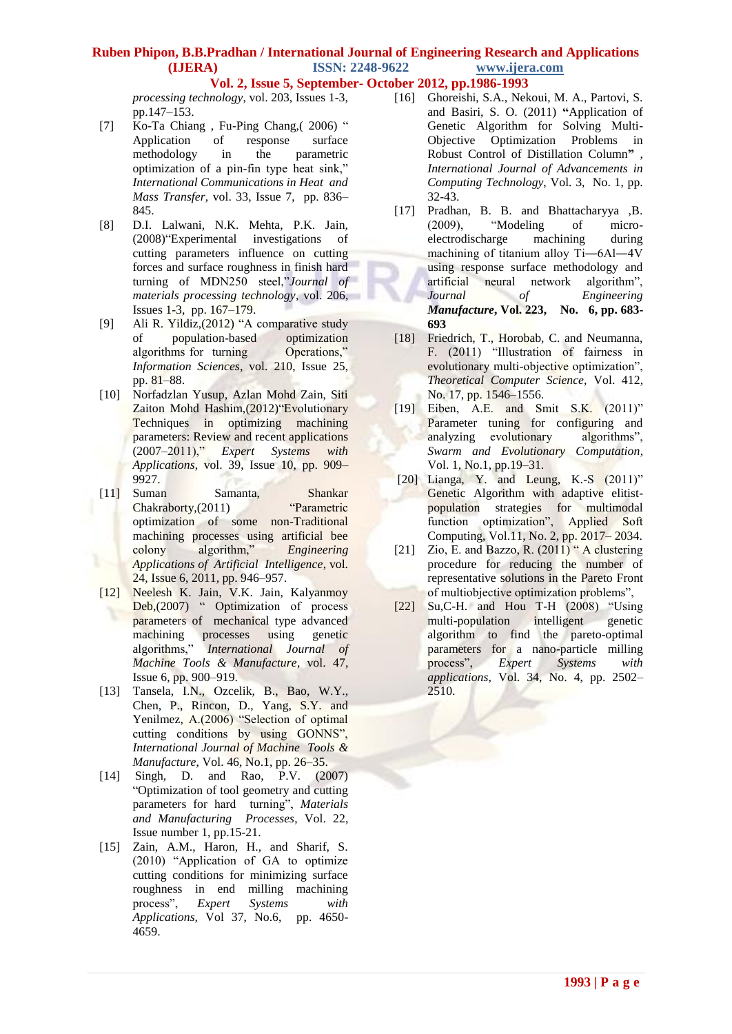*processing technology*, vol. 203, Issues 1-3, pp.147–153.

[7] Ko-Ta Chiang , Fu-Ping Chang,( 2006) " Application of response surface methodology in the parametric optimization of a pin-fin type heat sink," *International Communications in Heat and Mass Transfer*, vol. 33, Issue 7, pp. 836–845.

[8] D.I. Lalwani, N.K. Mehta, P.K. Jain, (2008)"Experimental investigations of cutting parameters influence on cutting forces and surface roughness in finish hard turning of MDN250 steel,"*Journal of materials processing technology*, vol. 206, Issues 1-3, pp. 167–179.

[9] Ali R. Yildiz,(2012) "A comparative study of population-based optimization algorithms for turning Operations," *Information Sciences*, vol. 210, Issue 25, pp. 81–88.

[10] Norfadzlan Yusup, Azlan Mohd Zain, Siti Zaiton Mohd Hashim,(2012)"Evolutionary Techniques in optimizing machining parameters: Review and recent applications (2007–2011)," *Expert Systems with Applications*, vol. 39, Issue 10, pp. 909–9927.

[11] Suman Samanta, Shankar Chakraborty,(2011) "Parametric optimization of some non-Traditional machining processes using artificial bee colony algorithm," *Engineering Applications of Artificial Intelligence*, vol. 24, Issue 6, 2011, pp. 946–957.

[12] Neelesh K. Jain, V.K. Jain, Kalyanmoy Deb,(2007) " Optimization of process parameters of mechanical type advanced machining processes using genetic algorithms," *International Journal of Machine Tools & Manufacture*, vol. 47, Issue 6, pp. 900–919.

[13] Tansela, I.N., Ozcelik, B., Bao, W.Y., Chen, P., Rincon, D., Yang, S.Y. and Yenilmez, A.(2006) "Selection of optimal cutting conditions by using GONNS", *International Journal of Machine Tools & Manufacture*, Vol. 46, No.1, pp. 26–35.

[14] Singh, D. and Rao, P.V. (2007) "Optimization of tool geometry and cutting parameters for hard turning", *Materials and Manufacturing Processes*, Vol. 22, Issue number 1, pp.15-21.

[15] Zain, A.M., Haron, H., and Sharif, S. (2010) "Application of GA to optimize cutting conditions for minimizing surface roughness in end milling machining process", *Expert Systems with Applications*, Vol 37, No.6, pp. 4650-4659.

[16] Ghoreishi, S.A., Nekoui, M. A., Partovi, S. and Basiri, S. O. (2011) **"**Application of Genetic Algorithm for Solving Multi-Objective Optimization Problems in Robust Control of Distillation Column**"** , *International Journal of Advancements in Computing Technology*, Vol. 3, No. 1, pp. 32-43.

[17] Pradhan, B. B. and Bhattacharyya ,B. (2009), "Modeling of micro-electrodischarge machining during machining of titanium alloy Ti—6Al—4V using response surface methodology and artificial neural network algorithm", *Journal of Engineering* ***Manufacture*****, Vol. 223, No. 6, pp. 683-693**

[18] Friedrich, T., Horobab, C. and Neumanna, F. (2011) "Illustration of fairness in evolutionary multi-objective optimization", *Theoretical Computer Science*, Vol. 412, No. 17, pp. 1546–1556.

[19] Eiben, A.E. and Smit S.K. (2011)" Parameter tuning for configuring and analyzing evolutionary algorithms", *Swarm and Evolutionary Computation*, Vol. 1, No.1, pp.19–31.

[20] Lianga, Y. and Leung, K.-S (2011)" Genetic Algorithm with adaptive elitist-population strategies for multimodal function optimization", Applied Soft Computing, Vol.11, No. 2, pp. 2017– 2034.

[21] Zio, E. and Bazzo, R. (2011) " A clustering procedure for reducing the number of representative solutions in the Pareto Front of multiobjective optimization problems",

[22] Su,C-H. and Hou T-H (2008) "Using multi-population intelligent genetic algorithm to find the pareto-optimal parameters for a nano-particle milling process", *Expert Systems with applications*, Vol. 34, No. 4, pp. 2502–2510.